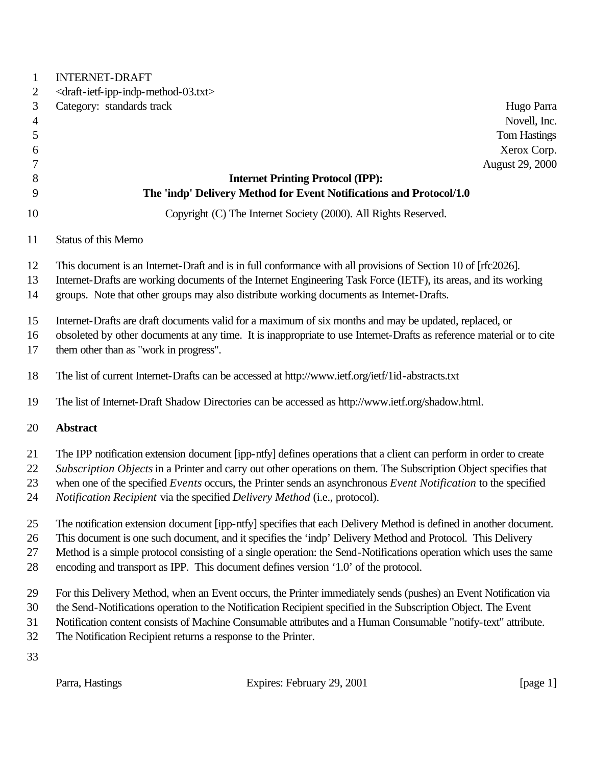INTERNET-DRAFT
<draft-ietf-ipp-indp-method-03.txt>
Category: standards track

Hugo Parra
Novell, Inc.
Tom Hastings
Xerox Corp.
August 29, 2000

# Internet Printing Protocol (IPP): The 'indp' Delivery Method for Event Notifications and Protocol/1.0

Copyright (C) The Internet Society (2000). All Rights Reserved.

Status of this Memo

This document is an Internet-Draft and is in full conformance with all provisions of Section 10 of [rfc2026]. Internet-Drafts are working documents of the Internet Engineering Task Force (IETF), its areas, and its working groups. Note that other groups may also distribute working documents as Internet-Drafts.

Internet-Drafts are draft documents valid for a maximum of six months and may be updated, replaced, or obsoleted by other documents at any time. It is inappropriate to use Internet-Drafts as reference material or to cite them other than as "work in progress".

The list of current Internet-Drafts can be accessed at http://www.ietf.org/ietf/1id-abstracts.txt

The list of Internet-Draft Shadow Directories can be accessed as http://www.ietf.org/shadow.html.

## Abstract

The IPP notification extension document [ipp-ntfy] defines operations that a client can perform in order to create *Subscription Objects* in a Printer and carry out other operations on them. The Subscription Object specifies that when one of the specified *Events* occurs, the Printer sends an asynchronous *Event Notification* to the specified *Notification Recipient* via the specified *Delivery Method* (i.e., protocol).

The notification extension document [ipp-ntfy] specifies that each Delivery Method is defined in another document. This document is one such document, and it specifies the 'indp' Delivery Method and Protocol. This Delivery Method is a simple protocol consisting of a single operation: the Send-Notifications operation which uses the same encoding and transport as IPP. This document defines version '1.0' of the protocol.

For this Delivery Method, when an Event occurs, the Printer immediately sends (pushes) an Event Notification via the Send-Notifications operation to the Notification Recipient specified in the Subscription Object. The Event Notification content consists of Machine Consumable attributes and a Human Consumable "notify-text" attribute. The Notification Recipient returns a response to the Printer.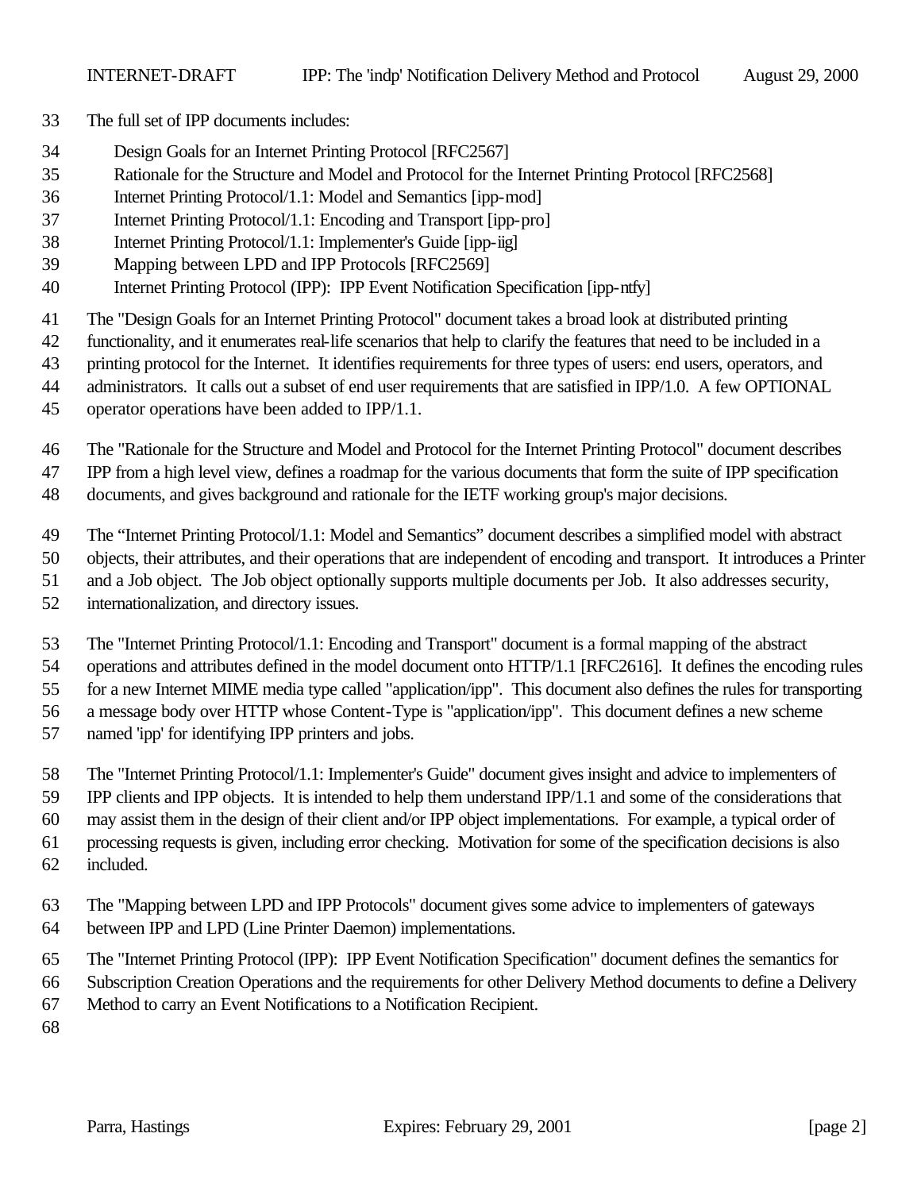The full set of IPP documents includes:

Design Goals for an Internet Printing Protocol [RFC2567]
Rationale for the Structure and Model and Protocol for the Internet Printing Protocol [RFC2568]
Internet Printing Protocol/1.1: Model and Semantics [ipp-mod]
Internet Printing Protocol/1.1: Encoding and Transport [ipp-pro]
Internet Printing Protocol/1.1: Implementer's Guide [ipp-iig]
Mapping between LPD and IPP Protocols [RFC2569]
Internet Printing Protocol (IPP): IPP Event Notification Specification [ipp-ntfy]

The "Design Goals for an Internet Printing Protocol" document takes a broad look at distributed printing functionality, and it enumerates real-life scenarios that help to clarify the features that need to be included in a printing protocol for the Internet. It identifies requirements for three types of users: end users, operators, and administrators. It calls out a subset of end user requirements that are satisfied in IPP/1.0. A few OPTIONAL operator operations have been added to IPP/1.1.

The "Rationale for the Structure and Model and Protocol for the Internet Printing Protocol" document describes IPP from a high level view, defines a roadmap for the various documents that form the suite of IPP specification documents, and gives background and rationale for the IETF working group's major decisions.

The "Internet Printing Protocol/1.1: Model and Semantics" document describes a simplified model with abstract objects, their attributes, and their operations that are independent of encoding and transport. It introduces a Printer and a Job object. The Job object optionally supports multiple documents per Job. It also addresses security, internationalization, and directory issues.

The "Internet Printing Protocol/1.1: Encoding and Transport" document is a formal mapping of the abstract operations and attributes defined in the model document onto HTTP/1.1 [RFC2616]. It defines the encoding rules for a new Internet MIME media type called "application/ipp". This document also defines the rules for transporting a message body over HTTP whose Content-Type is "application/ipp". This document defines a new scheme named 'ipp' for identifying IPP printers and jobs.

The "Internet Printing Protocol/1.1: Implementer's Guide" document gives insight and advice to implementers of IPP clients and IPP objects. It is intended to help them understand IPP/1.1 and some of the considerations that may assist them in the design of their client and/or IPP object implementations. For example, a typical order of processing requests is given, including error checking. Motivation for some of the specification decisions is also included.

The "Mapping between LPD and IPP Protocols" document gives some advice to implementers of gateways between IPP and LPD (Line Printer Daemon) implementations.

The "Internet Printing Protocol (IPP): IPP Event Notification Specification" document defines the semantics for Subscription Creation Operations and the requirements for other Delivery Method documents to define a Delivery Method to carry an Event Notifications to a Notification Recipient.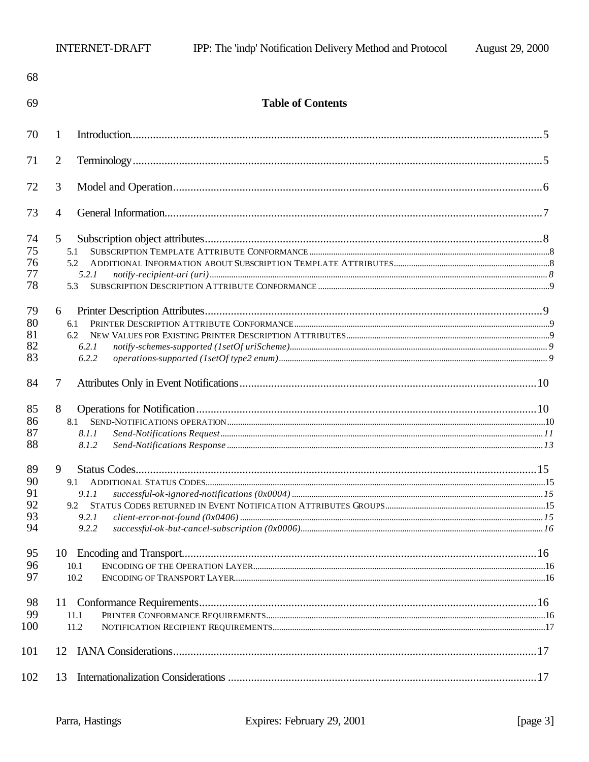**Table of Contents**

1 Introduction ..... 5

2 Terminology ..... 5

3 Model and Operation ..... 6

4 General Information ..... 7

5 Subscription object attributes ..... 8
- 5.1 SUBSCRIPTION TEMPLATE ATTRIBUTE CONFORMANCE ..... 8
- 5.2 ADDITIONAL INFORMATION ABOUT SUBSCRIPTION TEMPLATE ATTRIBUTES ..... 8
  - *5.2.1 notify-recipient-uri (uri)* ..... *8*
- 5.3 SUBSCRIPTION DESCRIPTION ATTRIBUTE CONFORMANCE ..... 9

6 Printer Description Attributes ..... 9
- 6.1 PRINTER DESCRIPTION ATTRIBUTE CONFORMANCE ..... 9
- 6.2 NEW VALUES FOR EXISTING PRINTER DESCRIPTION ATTRIBUTES ..... 9
  - *6.2.1 notify-schemes-supported (1setOf uriScheme)* ..... *9*
  - *6.2.2 operations-supported (1setOf type2 enum)* ..... *9*

7 Attributes Only in Event Notifications ..... 10

8 Operations for Notification ..... 10
- 8.1 SEND-NOTIFICATIONS OPERATION ..... 10
  - *8.1.1 Send-Notifications Request* ..... *11*
  - *8.1.2 Send-Notifications Response* ..... *13*

9 Status Codes ..... 15
- 9.1 ADDITIONAL STATUS CODES ..... 15
  - *9.1.1 successful-ok-ignored-notifications (0x0004)* ..... *15*
- 9.2 STATUS CODES RETURNED IN EVENT NOTIFICATION ATTRIBUTES GROUPS ..... 15
  - *9.2.1 client-error-not-found (0x0406)* ..... *15*
  - *9.2.2 successful-ok-but-cancel-subscription (0x0006)* ..... *16*

10 Encoding and Transport ..... 16
- 10.1 ENCODING OF THE OPERATION LAYER ..... 16
- 10.2 ENCODING OF TRANSPORT LAYER ..... 16

11 Conformance Requirements ..... 16
- 11.1 PRINTER CONFORMANCE REQUIREMENTS ..... 16
- 11.2 NOTIFICATION RECIPIENT REQUIREMENTS ..... 17

12 IANA Considerations ..... 17

13 Internationalization Considerations ..... 17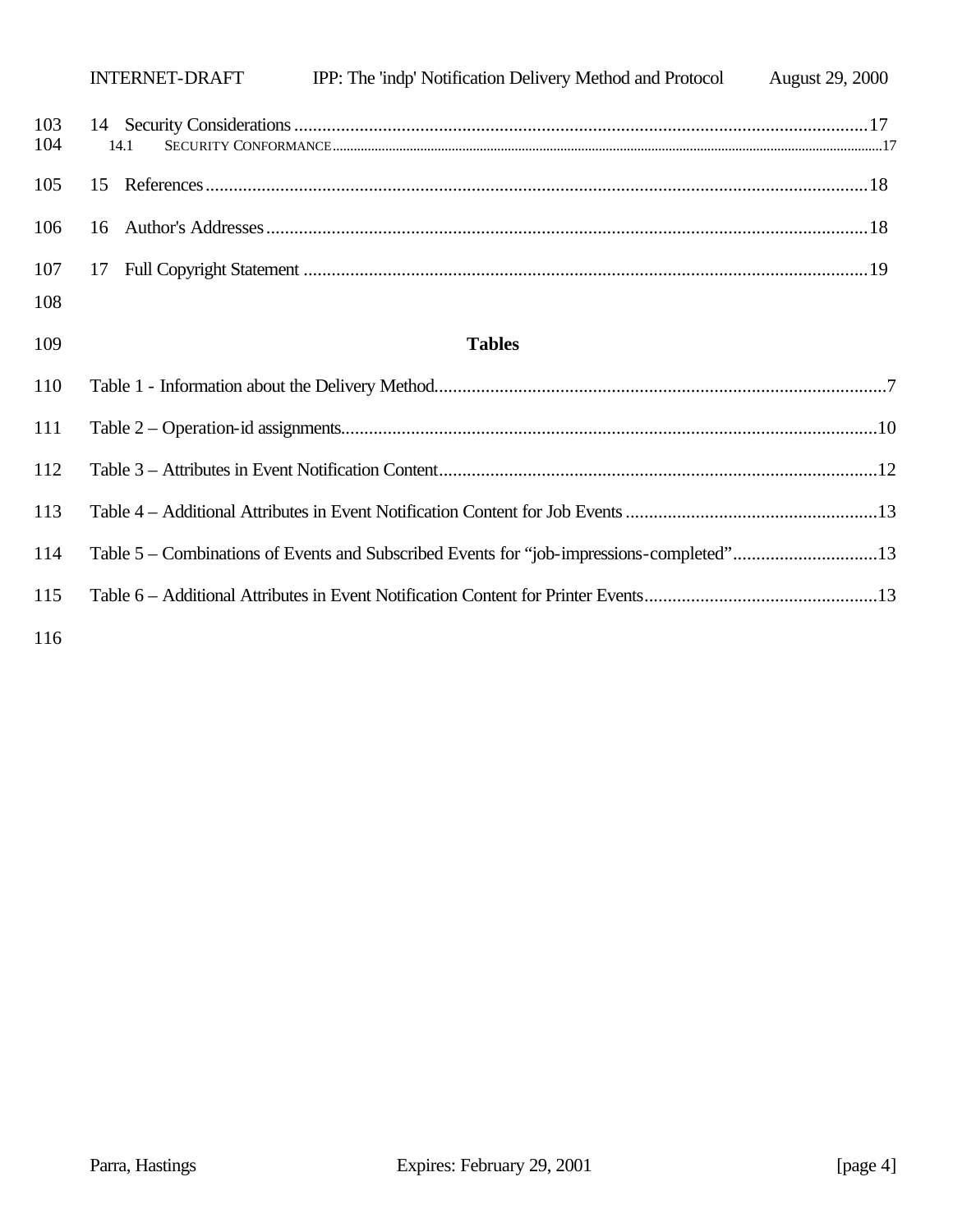14 Security Considerations ....................................................................................................................17
14.1 SECURITY CONFORMANCE ......................................................................................................................17

15 References........................................................................................................................................18

16 Author's Addresses ...........................................................................................................................18

17 Full Copyright Statement ...................................................................................................................19

## Tables

Table 1 - Information about the Delivery Method....................................................................................7

Table 2 – Operation-id assignments......................................................................................................10

Table 3 – Attributes in Event Notification Content.................................................................................12

Table 4 – Additional Attributes in Event Notification Content for Job Events .........................................13

Table 5 – Combinations of Events and Subscribed Events for “job-impressions-completed”...................13

Table 6 – Additional Attributes in Event Notification Content for Printer Events.....................................13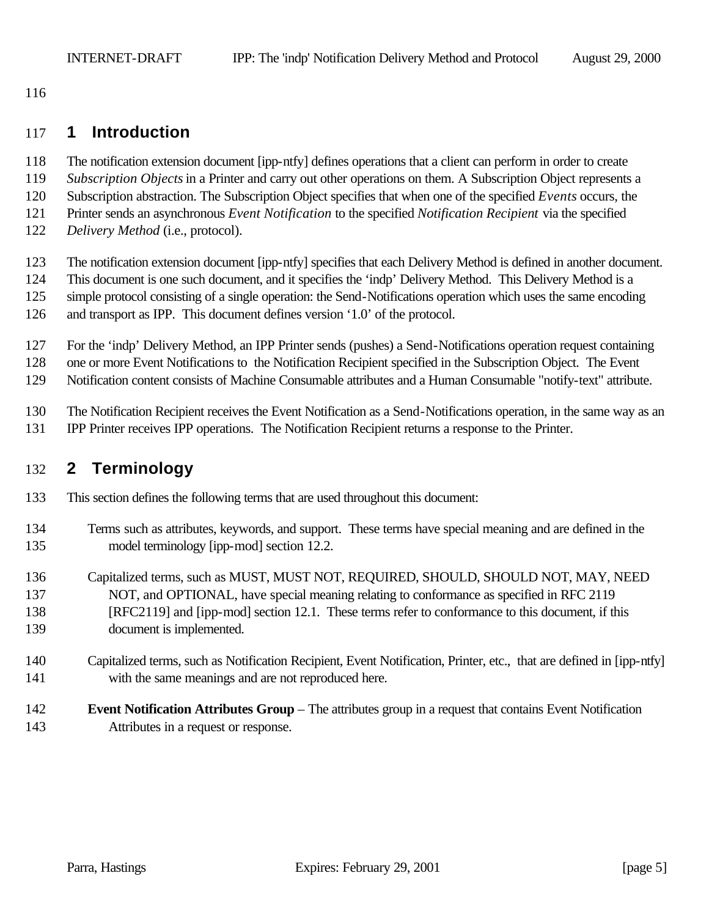# 1 Introduction

The notification extension document [ipp-ntfy] defines operations that a client can perform in order to create *Subscription Objects* in a Printer and carry out other operations on them. A Subscription Object represents a Subscription abstraction. The Subscription Object specifies that when one of the specified *Events* occurs, the Printer sends an asynchronous *Event Notification* to the specified *Notification Recipient* via the specified *Delivery Method* (i.e., protocol).

The notification extension document [ipp-ntfy] specifies that each Delivery Method is defined in another document. This document is one such document, and it specifies the 'indp' Delivery Method. This Delivery Method is a simple protocol consisting of a single operation: the Send-Notifications operation which uses the same encoding and transport as IPP. This document defines version '1.0' of the protocol.

For the 'indp' Delivery Method, an IPP Printer sends (pushes) a Send-Notifications operation request containing one or more Event Notifications to the Notification Recipient specified in the Subscription Object. The Event Notification content consists of Machine Consumable attributes and a Human Consumable "notify-text" attribute.

The Notification Recipient receives the Event Notification as a Send-Notifications operation, in the same way as an IPP Printer receives IPP operations. The Notification Recipient returns a response to the Printer.

# 2 Terminology

This section defines the following terms that are used throughout this document:

Terms such as attributes, keywords, and support. These terms have special meaning and are defined in the model terminology [ipp-mod] section 12.2.

Capitalized terms, such as MUST, MUST NOT, REQUIRED, SHOULD, SHOULD NOT, MAY, NEED NOT, and OPTIONAL, have special meaning relating to conformance as specified in RFC 2119 [RFC2119] and [ipp-mod] section 12.1. These terms refer to conformance to this document, if this document is implemented.

Capitalized terms, such as Notification Recipient, Event Notification, Printer, etc., that are defined in [ipp-ntfy] with the same meanings and are not reproduced here.

**Event Notification Attributes Group** – The attributes group in a request that contains Event Notification Attributes in a request or response.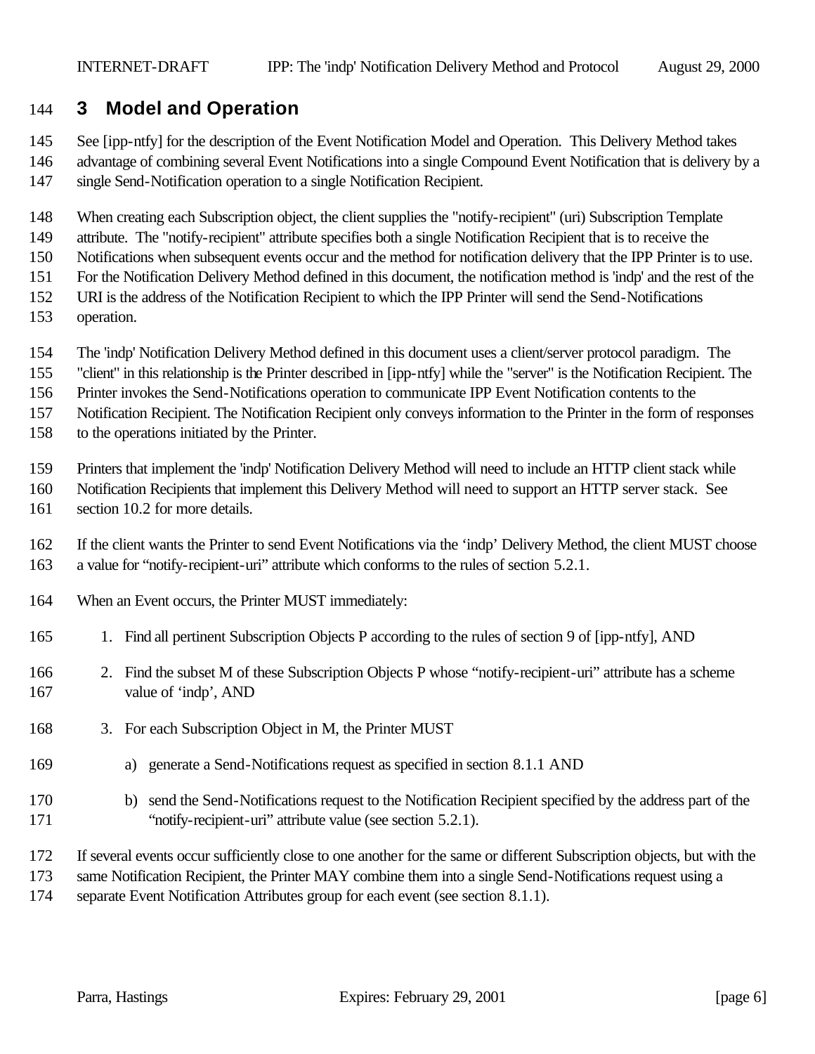# 3 Model and Operation

See [ipp-ntfy] for the description of the Event Notification Model and Operation. This Delivery Method takes advantage of combining several Event Notifications into a single Compound Event Notification that is delivery by a single Send-Notification operation to a single Notification Recipient.

When creating each Subscription object, the client supplies the "notify-recipient" (uri) Subscription Template attribute. The "notify-recipient" attribute specifies both a single Notification Recipient that is to receive the Notifications when subsequent events occur and the method for notification delivery that the IPP Printer is to use. For the Notification Delivery Method defined in this document, the notification method is 'indp' and the rest of the URI is the address of the Notification Recipient to which the IPP Printer will send the Send-Notifications operation.

The 'indp' Notification Delivery Method defined in this document uses a client/server protocol paradigm. The "client" in this relationship is the Printer described in [ipp-ntfy] while the "server" is the Notification Recipient. The Printer invokes the Send-Notifications operation to communicate IPP Event Notification contents to the Notification Recipient. The Notification Recipient only conveys information to the Printer in the form of responses to the operations initiated by the Printer.

Printers that implement the 'indp' Notification Delivery Method will need to include an HTTP client stack while Notification Recipients that implement this Delivery Method will need to support an HTTP server stack. See section 10.2 for more details.

If the client wants the Printer to send Event Notifications via the ‘indp’ Delivery Method, the client MUST choose a value for “notify-recipient-uri” attribute which conforms to the rules of section 5.2.1.

When an Event occurs, the Printer MUST immediately:

1. Find all pertinent Subscription Objects P according to the rules of section 9 of [ipp-ntfy], AND
2. Find the subset M of these Subscription Objects P whose “notify-recipient-uri” attribute has a scheme value of ‘indp’, AND
3. For each Subscription Object in M, the Printer MUST
   a) generate a Send-Notifications request as specified in section 8.1.1 AND
   b) send the Send-Notifications request to the Notification Recipient specified by the address part of the “notify-recipient-uri” attribute value (see section 5.2.1).

If several events occur sufficiently close to one another for the same or different Subscription objects, but with the same Notification Recipient, the Printer MAY combine them into a single Send-Notifications request using a separate Event Notification Attributes group for each event (see section 8.1.1).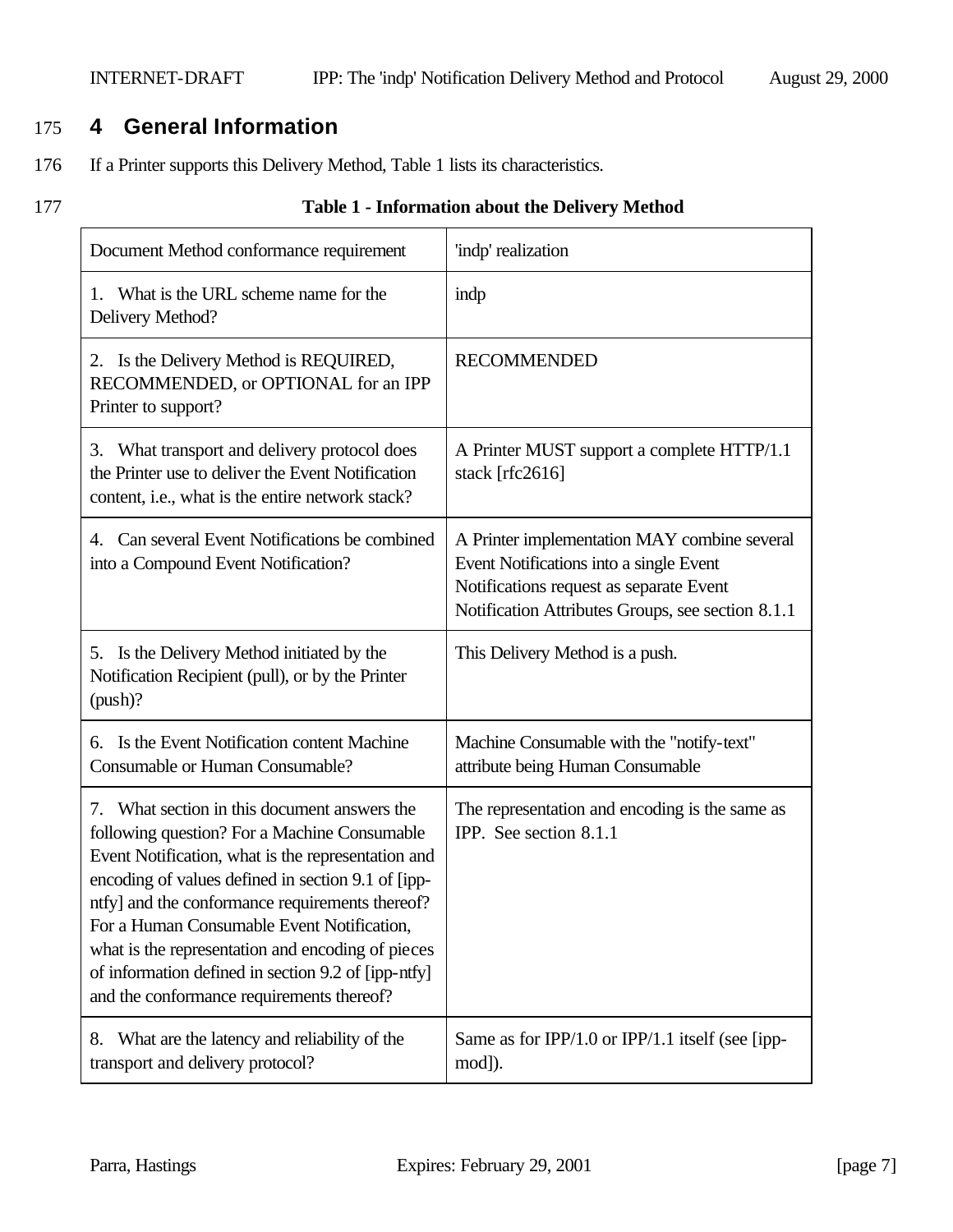# 4 General Information

If a Printer supports this Delivery Method, Table 1 lists its characteristics.

**Table 1 - Information about the Delivery Method**

| Document Method conformance requirement | 'indp' realization |
| --- | --- |
| 1. What is the URL scheme name for the Delivery Method? | indp |
| 2. Is the Delivery Method is REQUIRED, RECOMMENDED, or OPTIONAL for an IPP Printer to support? | RECOMMENDED |
| 3. What transport and delivery protocol does the Printer use to deliver the Event Notification content, i.e., what is the entire network stack? | A Printer MUST support a complete HTTP/1.1 stack [rfc2616] |
| 4. Can several Event Notifications be combined into a Compound Event Notification? | A Printer implementation MAY combine several Event Notifications into a single Event Notifications request as separate Event Notification Attributes Groups, see section 8.1.1 |
| 5. Is the Delivery Method initiated by the Notification Recipient (pull), or by the Printer (push)? | This Delivery Method is a push. |
| 6. Is the Event Notification content Machine Consumable or Human Consumable? | Machine Consumable with the "notify-text" attribute being Human Consumable |
| 7. What section in this document answers the following question? For a Machine Consumable Event Notification, what is the representation and encoding of values defined in section 9.1 of [ipp-ntfy] and the conformance requirements thereof? For a Human Consumable Event Notification, what is the representation and encoding of pieces of information defined in section 9.2 of [ipp-ntfy] and the conformance requirements thereof? | The representation and encoding is the same as IPP. See section 8.1.1 |
| 8. What are the latency and reliability of the transport and delivery protocol? | Same as for IPP/1.0 or IPP/1.1 itself (see [ipp-mod]). |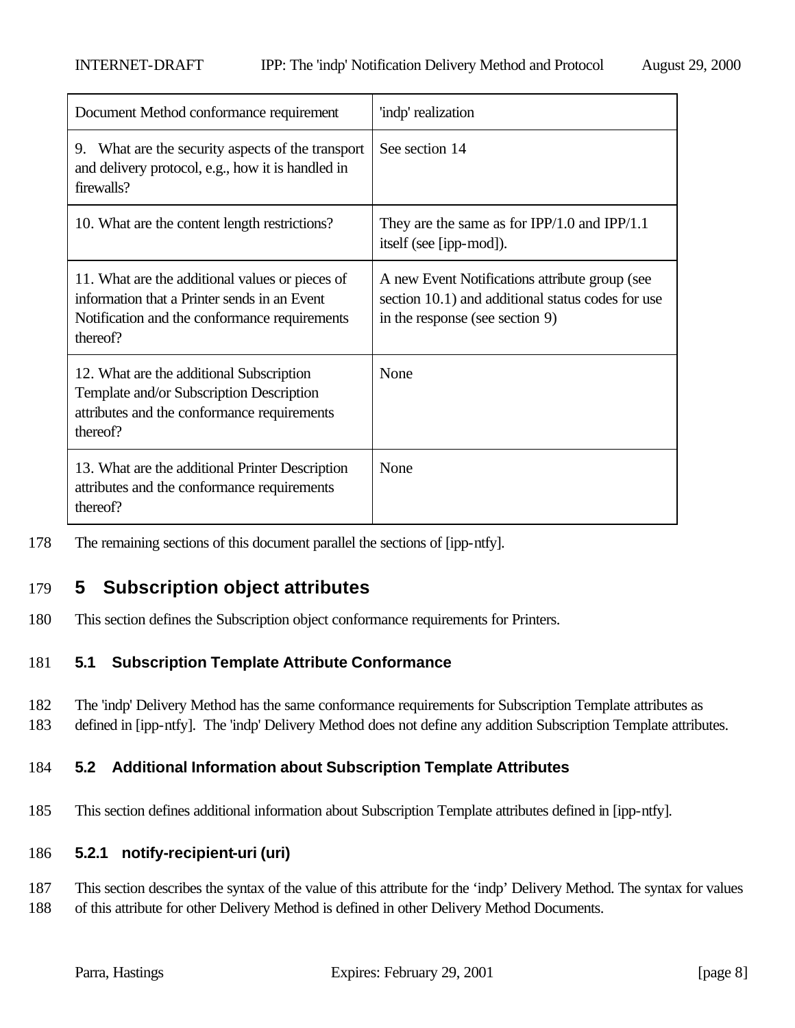| Document Method conformance requirement | 'indp' realization |
| --- | --- |
| 9. What are the security aspects of the transport and delivery protocol, e.g., how it is handled in firewalls? | See section 14 |
| 10. What are the content length restrictions? | They are the same as for IPP/1.0 and IPP/1.1 itself (see [ipp-mod]). |
| 11. What are the additional values or pieces of information that a Printer sends in an Event Notification and the conformance requirements thereof? | A new Event Notifications attribute group (see section 10.1) and additional status codes for use in the response (see section 9) |
| 12. What are the additional Subscription Template and/or Subscription Description attributes and the conformance requirements thereof? | None |
| 13. What are the additional Printer Description attributes and the conformance requirements thereof? | None |

178 The remaining sections of this document parallel the sections of [ipp-ntfy].

## 179 5 Subscription object attributes

180 This section defines the Subscription object conformance requirements for Printers.

### 181 5.1 Subscription Template Attribute Conformance

182 The 'indp' Delivery Method has the same conformance requirements for Subscription Template attributes as
183 defined in [ipp-ntfy]. The 'indp' Delivery Method does not define any addition Subscription Template attributes.

### 184 5.2 Additional Information about Subscription Template Attributes

185 This section defines additional information about Subscription Template attributes defined in [ipp-ntfy].

#### 186 5.2.1 notify-recipient-uri (uri)

187 This section describes the syntax of the value of this attribute for the 'indp' Delivery Method. The syntax for values
188 of this attribute for other Delivery Method is defined in other Delivery Method Documents.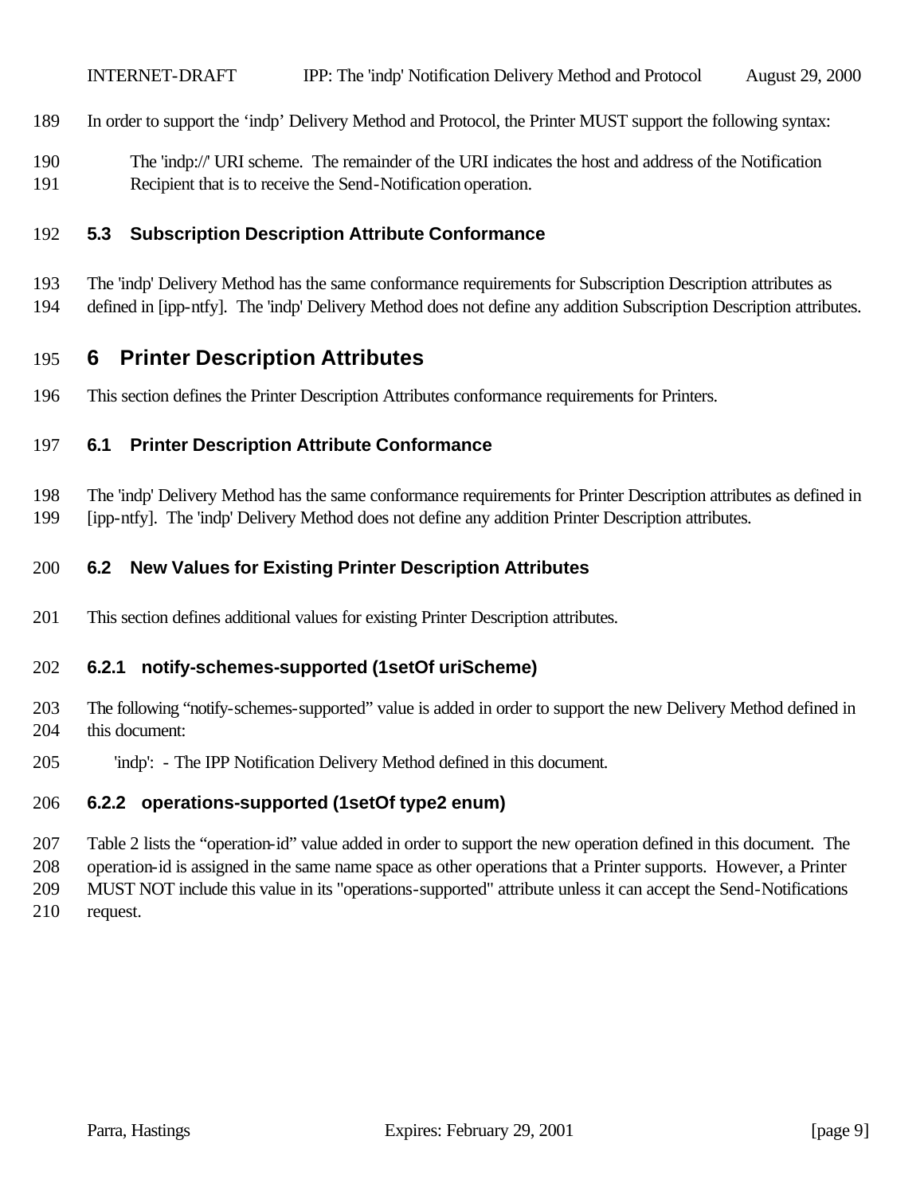In order to support the 'indp' Delivery Method and Protocol, the Printer MUST support the following syntax:

The 'indp://' URI scheme. The remainder of the URI indicates the host and address of the Notification Recipient that is to receive the Send-Notification operation.

### 5.3 Subscription Description Attribute Conformance

The 'indp' Delivery Method has the same conformance requirements for Subscription Description attributes as defined in [ipp-ntfy]. The 'indp' Delivery Method does not define any addition Subscription Description attributes.

# 6 Printer Description Attributes

This section defines the Printer Description Attributes conformance requirements for Printers.

### 6.1 Printer Description Attribute Conformance

The 'indp' Delivery Method has the same conformance requirements for Printer Description attributes as defined in [ipp-ntfy]. The 'indp' Delivery Method does not define any addition Printer Description attributes.

### 6.2 New Values for Existing Printer Description Attributes

This section defines additional values for existing Printer Description attributes.

#### 6.2.1 notify-schemes-supported (1setOf uriScheme)

The following "notify-schemes-supported" value is added in order to support the new Delivery Method defined in this document:

'indp': - The IPP Notification Delivery Method defined in this document.

#### 6.2.2 operations-supported (1setOf type2 enum)

Table 2 lists the "operation-id" value added in order to support the new operation defined in this document. The operation-id is assigned in the same name space as other operations that a Printer supports. However, a Printer MUST NOT include this value in its "operations-supported" attribute unless it can accept the Send-Notifications request.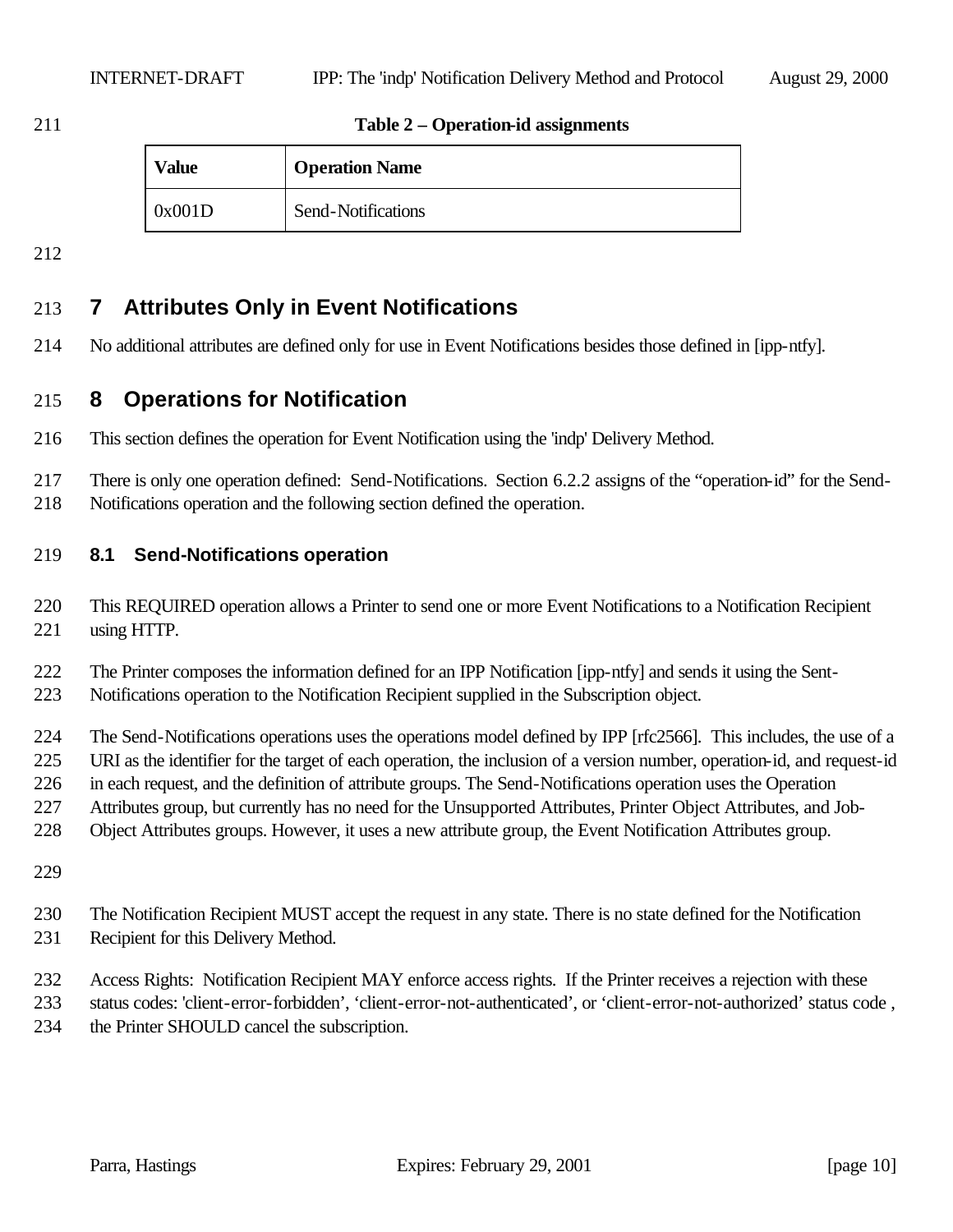**Table 2 – Operation-id assignments**

| Value | Operation Name |
|---|---|
| 0x001D | Send-Notifications |

# 7 Attributes Only in Event Notifications

No additional attributes are defined only for use in Event Notifications besides those defined in [ipp-ntfy].

# 8 Operations for Notification

This section defines the operation for Event Notification using the 'indp' Delivery Method.

There is only one operation defined: Send-Notifications. Section 6.2.2 assigns of the "operation-id" for the Send-Notifications operation and the following section defined the operation.

## 8.1 Send-Notifications operation

This REQUIRED operation allows a Printer to send one or more Event Notifications to a Notification Recipient using HTTP.

The Printer composes the information defined for an IPP Notification [ipp-ntfy] and sends it using the Sent-Notifications operation to the Notification Recipient supplied in the Subscription object.

The Send-Notifications operations uses the operations model defined by IPP [rfc2566]. This includes, the use of a URI as the identifier for the target of each operation, the inclusion of a version number, operation-id, and request-id in each request, and the definition of attribute groups. The Send-Notifications operation uses the Operation Attributes group, but currently has no need for the Unsupported Attributes, Printer Object Attributes, and Job-Object Attributes groups. However, it uses a new attribute group, the Event Notification Attributes group.

The Notification Recipient MUST accept the request in any state. There is no state defined for the Notification Recipient for this Delivery Method.

Access Rights: Notification Recipient MAY enforce access rights. If the Printer receives a rejection with these status codes: 'client-error-forbidden', 'client-error-not-authenticated', or 'client-error-not-authorized' status code , the Printer SHOULD cancel the subscription.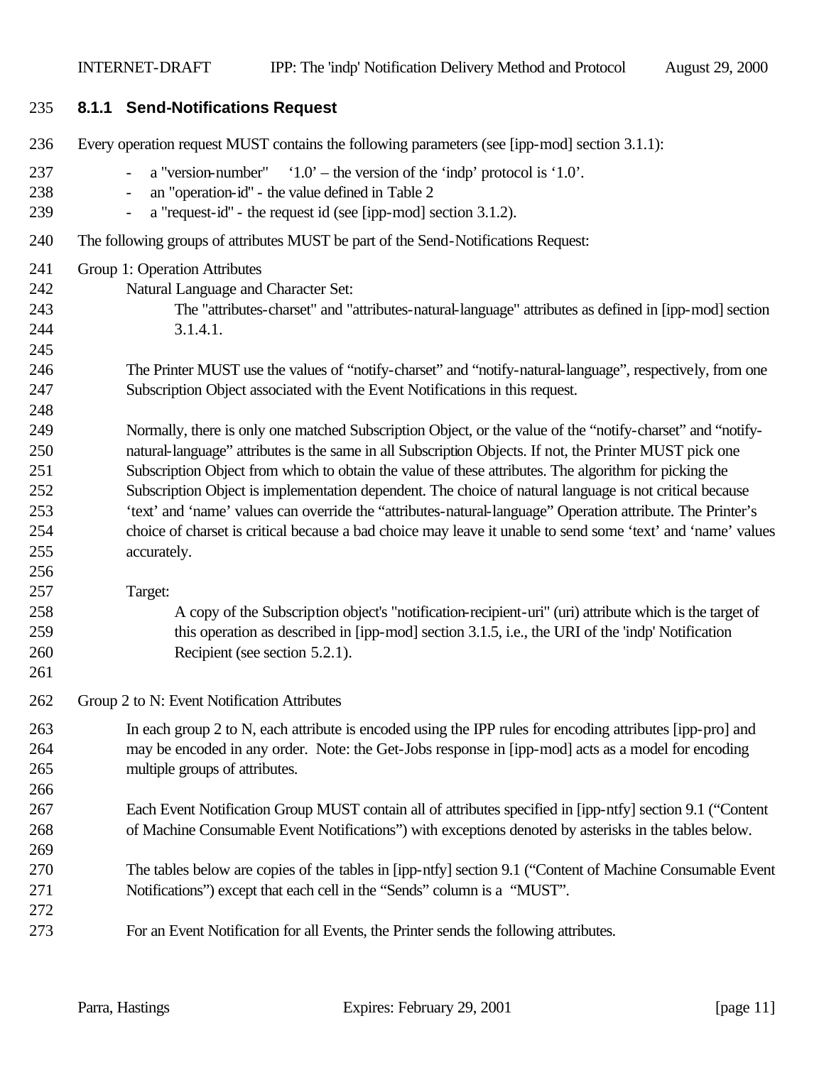### 8.1.1 Send-Notifications Request

Every operation request MUST contains the following parameters (see [ipp-mod] section 3.1.1):

- a "version-number" '1.0' – the version of the 'indp' protocol is '1.0'.
- an "operation-id" - the value defined in Table 2
- a "request-id" - the request id (see [ipp-mod] section 3.1.2).

The following groups of attributes MUST be part of the Send-Notifications Request:

Group 1: Operation Attributes

Natural Language and Character Set:

The "attributes-charset" and "attributes-natural-language" attributes as defined in [ipp-mod] section 3.1.4.1.

The Printer MUST use the values of "notify-charset" and "notify-natural-language", respectively, from one Subscription Object associated with the Event Notifications in this request.

Normally, there is only one matched Subscription Object, or the value of the "notify-charset" and "notify-natural-language" attributes is the same in all Subscription Objects. If not, the Printer MUST pick one Subscription Object from which to obtain the value of these attributes. The algorithm for picking the Subscription Object is implementation dependent. The choice of natural language is not critical because 'text' and 'name' values can override the "attributes-natural-language" Operation attribute. The Printer's choice of charset is critical because a bad choice may leave it unable to send some 'text' and 'name' values accurately.

Target:

A copy of the Subscription object's "notification-recipient-uri" (uri) attribute which is the target of this operation as described in [ipp-mod] section 3.1.5, i.e., the URI of the 'indp' Notification Recipient (see section 5.2.1).

Group 2 to N: Event Notification Attributes

In each group 2 to N, each attribute is encoded using the IPP rules for encoding attributes [ipp-pro] and may be encoded in any order. Note: the Get-Jobs response in [ipp-mod] acts as a model for encoding multiple groups of attributes.

Each Event Notification Group MUST contain all of attributes specified in [ipp-ntfy] section 9.1 ("Content of Machine Consumable Event Notifications") with exceptions denoted by asterisks in the tables below.

The tables below are copies of the tables in [ipp-ntfy] section 9.1 ("Content of Machine Consumable Event Notifications") except that each cell in the "Sends" column is a "MUST".

For an Event Notification for all Events, the Printer sends the following attributes.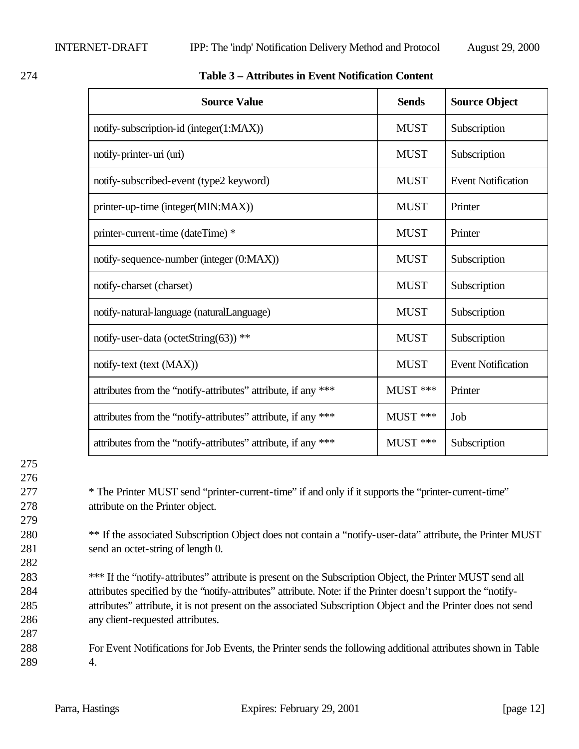**Table 3 – Attributes in Event Notification Content**

| Source Value | Sends | Source Object |
| --- | --- | --- |
| notify-subscription-id (integer(1:MAX)) | MUST | Subscription |
| notify-printer-uri (uri) | MUST | Subscription |
| notify-subscribed-event (type2 keyword) | MUST | Event Notification |
| printer-up-time (integer(MIN:MAX)) | MUST | Printer |
| printer-current-time (dateTime) * | MUST | Printer |
| notify-sequence-number (integer (0:MAX)) | MUST | Subscription |
| notify-charset (charset) | MUST | Subscription |
| notify-natural-language (naturalLanguage) | MUST | Subscription |
| notify-user-data (octetString(63)) ** | MUST | Subscription |
| notify-text (text (MAX)) | MUST | Event Notification |
| attributes from the "notify-attributes" attribute, if any *** | MUST *** | Printer |
| attributes from the "notify-attributes" attribute, if any *** | MUST *** | Job |
| attributes from the "notify-attributes" attribute, if any *** | MUST *** | Subscription |

* The Printer MUST send "printer-current-time" if and only if it supports the "printer-current-time" attribute on the Printer object.

** If the associated Subscription Object does not contain a "notify-user-data" attribute, the Printer MUST send an octet-string of length 0.

*** If the "notify-attributes" attribute is present on the Subscription Object, the Printer MUST send all attributes specified by the "notify-attributes" attribute. Note: if the Printer doesn't support the "notify-attributes" attribute, it is not present on the associated Subscription Object and the Printer does not send any client-requested attributes.

For Event Notifications for Job Events, the Printer sends the following additional attributes shown in Table 4.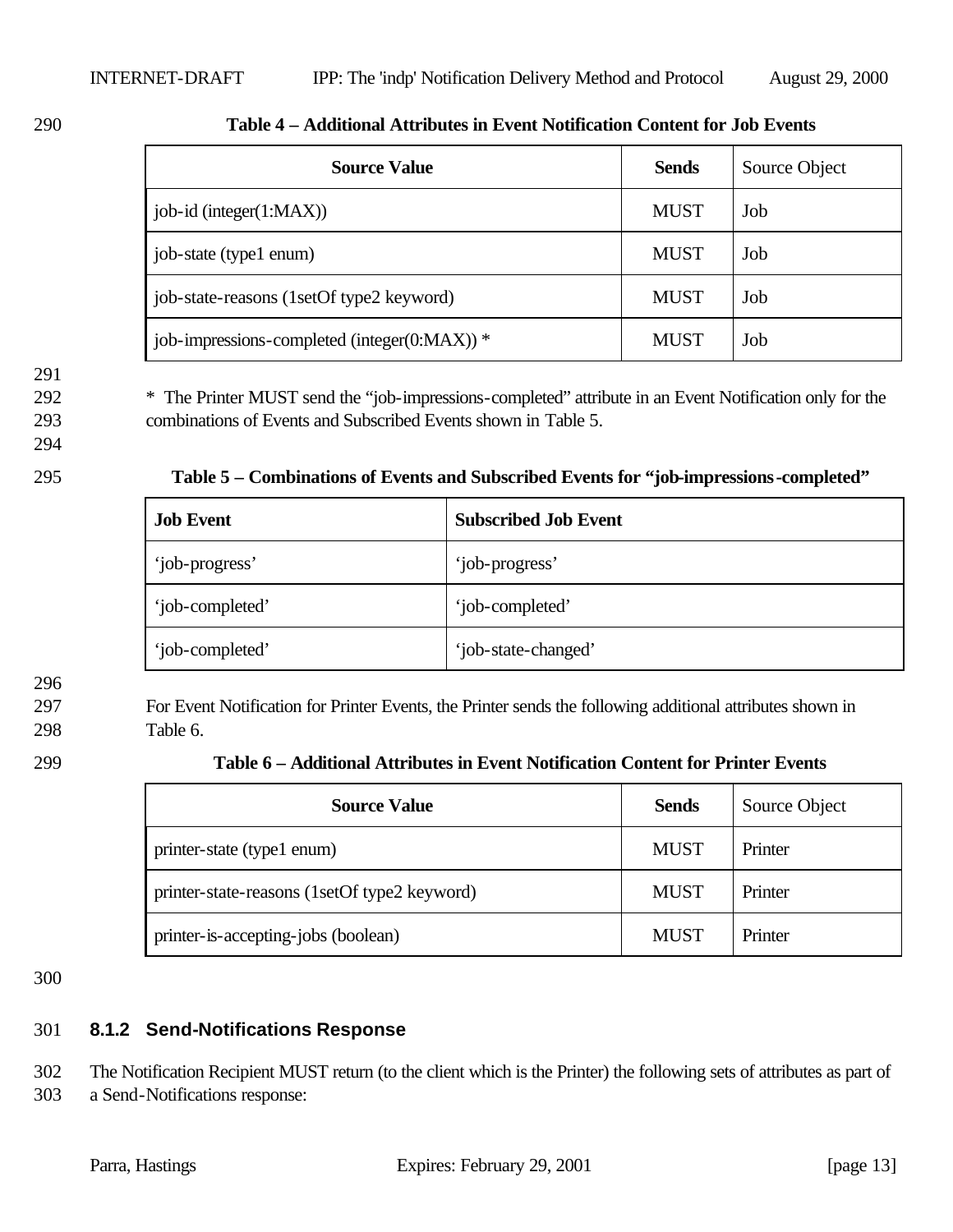**Table 4 – Additional Attributes in Event Notification Content for Job Events**

| Source Value | Sends | Source Object |
|---|---|---|
| job-id (integer(1:MAX)) | MUST | Job |
| job-state (type1 enum) | MUST | Job |
| job-state-reasons (1setOf type2 keyword) | MUST | Job |
| job-impressions-completed (integer(0:MAX)) * | MUST | Job |

* The Printer MUST send the "job-impressions-completed" attribute in an Event Notification only for the combinations of Events and Subscribed Events shown in Table 5.

**Table 5 – Combinations of Events and Subscribed Events for "job-impressions-completed"**

| Job Event | Subscribed Job Event |
|---|---|
| 'job-progress' | 'job-progress' |
| 'job-completed' | 'job-completed' |
| 'job-completed' | 'job-state-changed' |

For Event Notification for Printer Events, the Printer sends the following additional attributes shown in Table 6.

**Table 6 – Additional Attributes in Event Notification Content for Printer Events**

| Source Value | Sends | Source Object |
|---|---|---|
| printer-state (type1 enum) | MUST | Printer |
| printer-state-reasons (1setOf type2 keyword) | MUST | Printer |
| printer-is-accepting-jobs (boolean) | MUST | Printer |

### 8.1.2 Send-Notifications Response

The Notification Recipient MUST return (to the client which is the Printer) the following sets of attributes as part of a Send-Notifications response: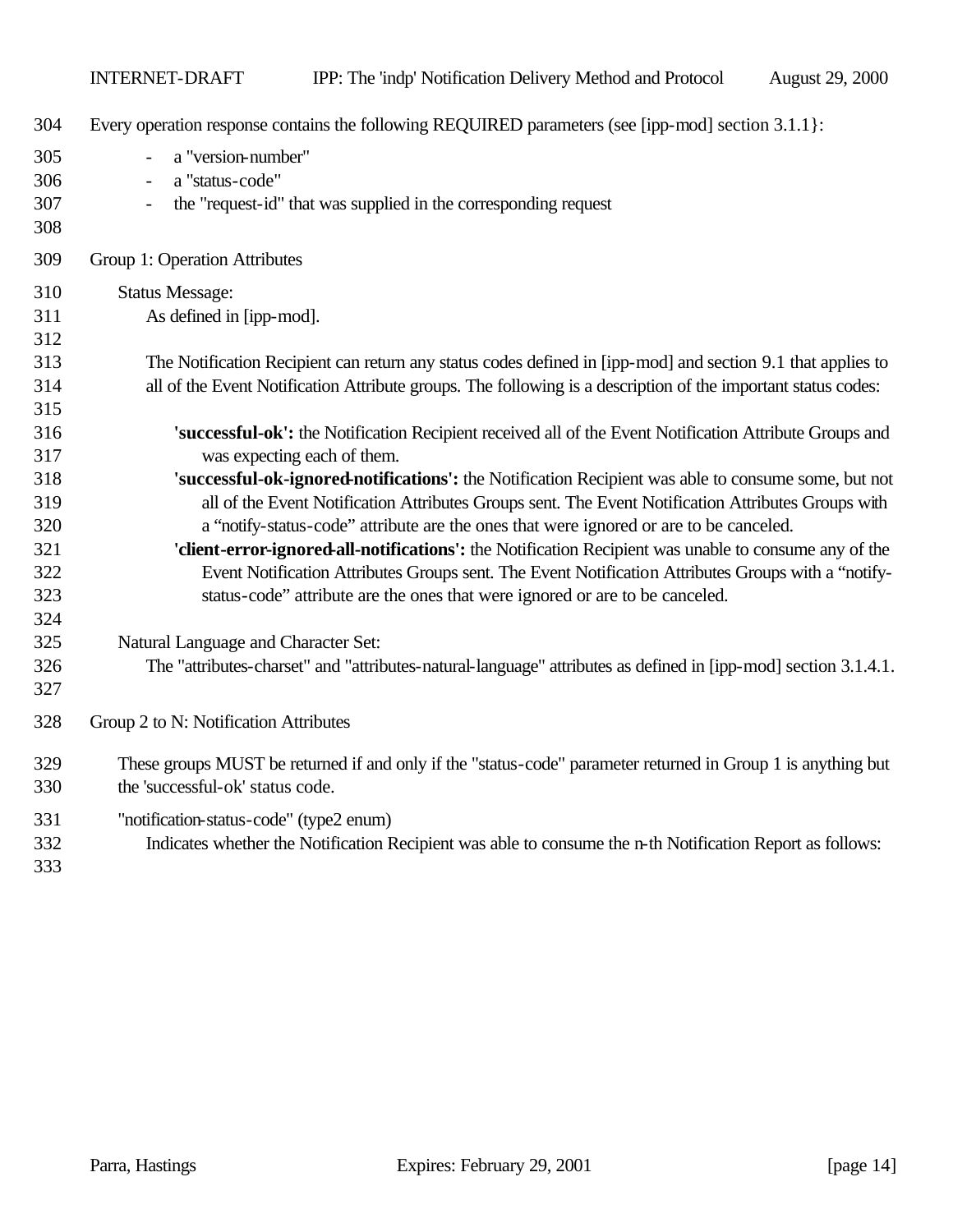Every operation response contains the following REQUIRED parameters (see [ipp-mod] section 3.1.1}:

- a "version-number"
- a "status-code"
- the "request-id" that was supplied in the corresponding request

Group 1: Operation Attributes

Status Message:
As defined in [ipp-mod].

The Notification Recipient can return any status codes defined in [ipp-mod] and section 9.1 that applies to all of the Event Notification Attribute groups. The following is a description of the important status codes:

**'successful-ok':** the Notification Recipient received all of the Event Notification Attribute Groups and was expecting each of them.
**'successful-ok-ignored-notifications':** the Notification Recipient was able to consume some, but not all of the Event Notification Attributes Groups sent. The Event Notification Attributes Groups with a "notify-status-code" attribute are the ones that were ignored or are to be canceled.
**'client-error-ignored-all-notifications':** the Notification Recipient was unable to consume any of the Event Notification Attributes Groups sent. The Event Notification Attributes Groups with a "notify-status-code" attribute are the ones that were ignored or are to be canceled.

Natural Language and Character Set:
The "attributes-charset" and "attributes-natural-language" attributes as defined in [ipp-mod] section 3.1.4.1.

Group 2 to N: Notification Attributes

These groups MUST be returned if and only if the "status-code" parameter returned in Group 1 is anything but the 'successful-ok' status code.

"notification-status-code" (type2 enum)
Indicates whether the Notification Recipient was able to consume the n-th Notification Report as follows: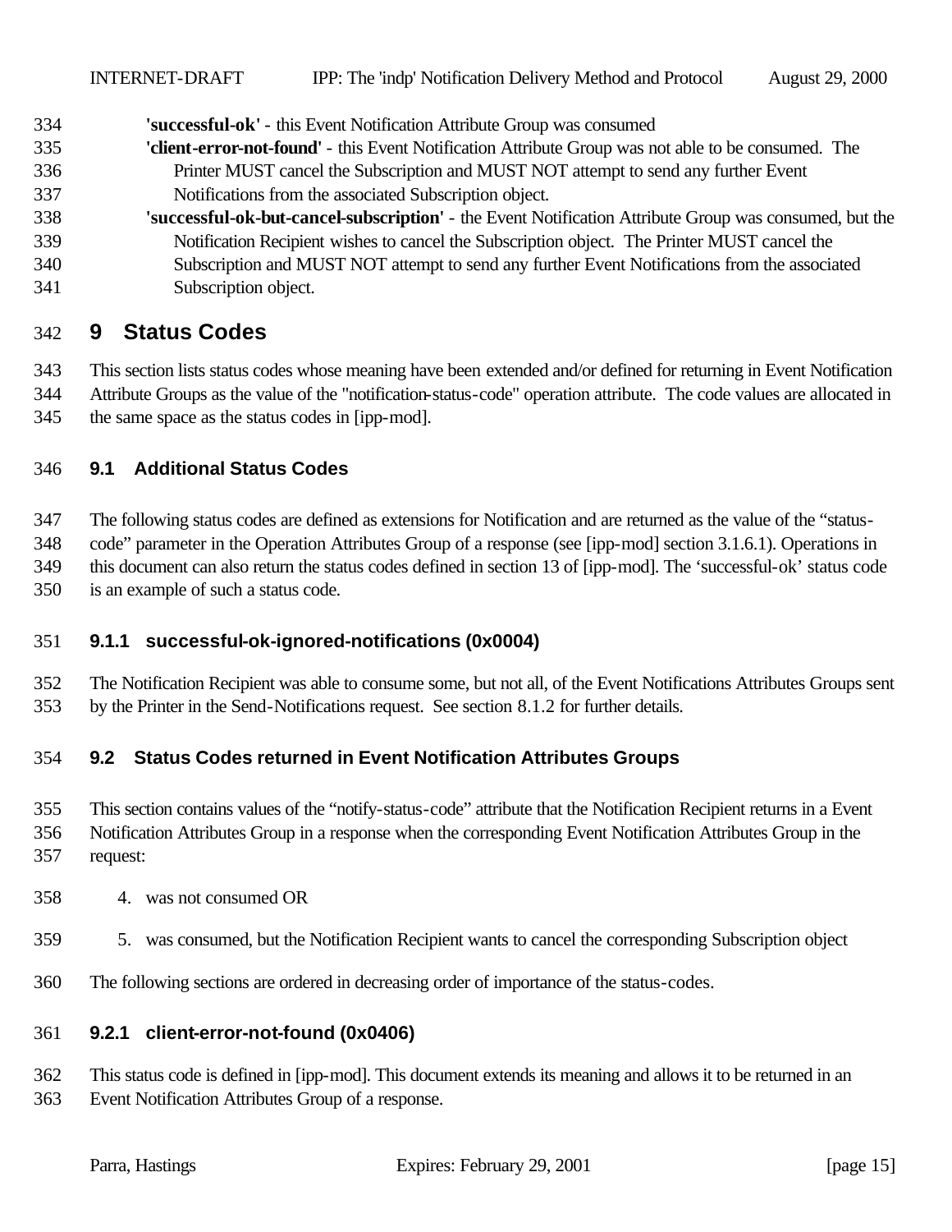- **'successful-ok'** - this Event Notification Attribute Group was consumed
- **'client-error-not-found'** - this Event Notification Attribute Group was not able to be consumed. The Printer MUST cancel the Subscription and MUST NOT attempt to send any further Event Notifications from the associated Subscription object.
- **'successful-ok-but-cancel-subscription'** - the Event Notification Attribute Group was consumed, but the Notification Recipient wishes to cancel the Subscription object. The Printer MUST cancel the Subscription and MUST NOT attempt to send any further Event Notifications from the associated Subscription object.

# 9 Status Codes

This section lists status codes whose meaning have been extended and/or defined for returning in Event Notification Attribute Groups as the value of the "notification-status-code" operation attribute. The code values are allocated in the same space as the status codes in [ipp-mod].

## 9.1 Additional Status Codes

The following status codes are defined as extensions for Notification and are returned as the value of the "status-code" parameter in the Operation Attributes Group of a response (see [ipp-mod] section 3.1.6.1). Operations in this document can also return the status codes defined in section 13 of [ipp-mod]. The 'successful-ok' status code is an example of such a status code.

### 9.1.1 successful-ok-ignored-notifications (0x0004)

The Notification Recipient was able to consume some, but not all, of the Event Notifications Attributes Groups sent by the Printer in the Send-Notifications request. See section 8.1.2 for further details.

## 9.2 Status Codes returned in Event Notification Attributes Groups

This section contains values of the "notify-status-code" attribute that the Notification Recipient returns in a Event Notification Attributes Group in a response when the corresponding Event Notification Attributes Group in the request:

4. was not consumed OR

5. was consumed, but the Notification Recipient wants to cancel the corresponding Subscription object

The following sections are ordered in decreasing order of importance of the status-codes.

### 9.2.1 client-error-not-found (0x0406)

This status code is defined in [ipp-mod]. This document extends its meaning and allows it to be returned in an Event Notification Attributes Group of a response.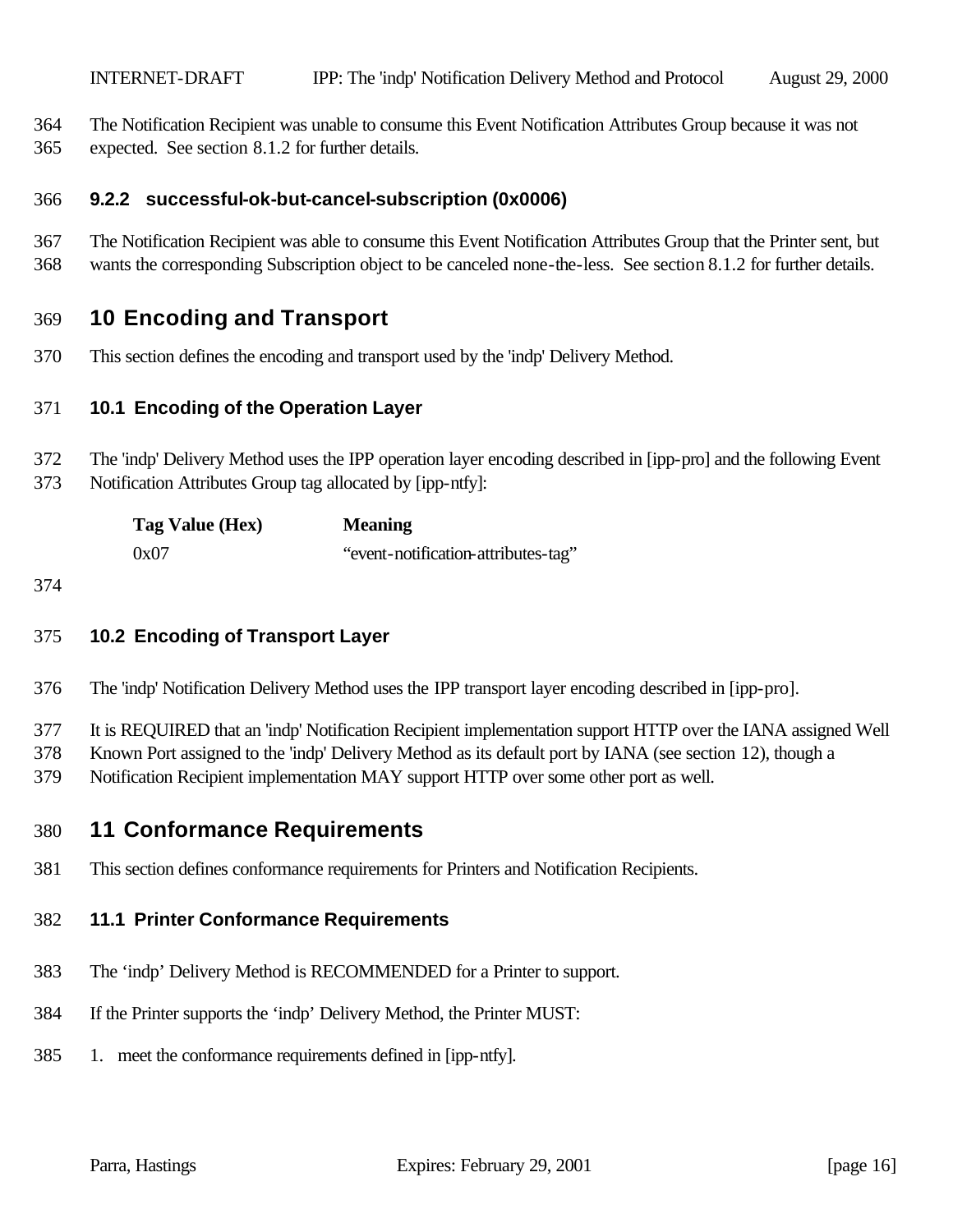The Notification Recipient was unable to consume this Event Notification Attributes Group because it was not expected. See section 8.1.2 for further details.

### 9.2.2 successful-ok-but-cancel-subscription (0x0006)

The Notification Recipient was able to consume this Event Notification Attributes Group that the Printer sent, but wants the corresponding Subscription object to be canceled none-the-less. See section 8.1.2 for further details.

# 10 Encoding and Transport

This section defines the encoding and transport used by the 'indp' Delivery Method.

## 10.1 Encoding of the Operation Layer

The 'indp' Delivery Method uses the IPP operation layer encoding described in [ipp-pro] and the following Event Notification Attributes Group tag allocated by [ipp-ntfy]:

| Tag Value (Hex) | Meaning |
| --- | --- |
| 0x07 | "event-notification-attributes-tag" |

## 10.2 Encoding of Transport Layer

The 'indp' Notification Delivery Method uses the IPP transport layer encoding described in [ipp-pro].

It is REQUIRED that an 'indp' Notification Recipient implementation support HTTP over the IANA assigned Well Known Port assigned to the 'indp' Delivery Method as its default port by IANA (see section 12), though a Notification Recipient implementation MAY support HTTP over some other port as well.

# 11 Conformance Requirements

This section defines conformance requirements for Printers and Notification Recipients.

## 11.1 Printer Conformance Requirements

The 'indp' Delivery Method is RECOMMENDED for a Printer to support.

If the Printer supports the 'indp' Delivery Method, the Printer MUST:

1. meet the conformance requirements defined in [ipp-ntfy].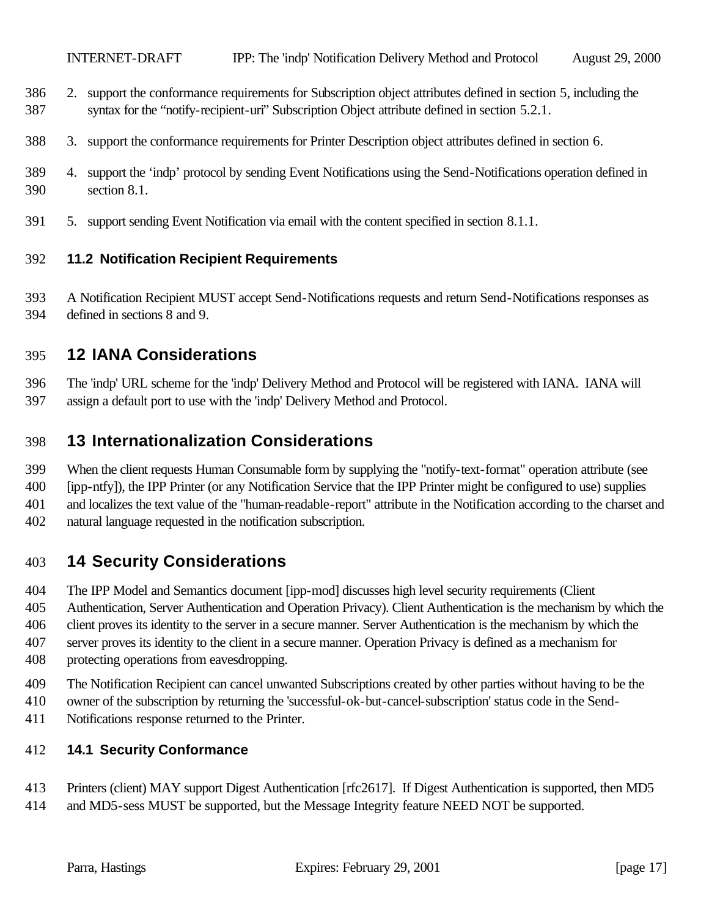2. support the conformance requirements for Subscription object attributes defined in section 5, including the syntax for the “notify-recipient-uri” Subscription Object attribute defined in section 5.2.1.

3. support the conformance requirements for Printer Description object attributes defined in section 6.

4. support the ‘indp’ protocol by sending Event Notifications using the Send-Notifications operation defined in section 8.1.

5. support sending Event Notification via email with the content specified in section 8.1.1.

### 11.2 Notification Recipient Requirements

A Notification Recipient MUST accept Send-Notifications requests and return Send-Notifications responses as defined in sections 8 and 9.

## 12 IANA Considerations

The 'indp' URL scheme for the 'indp' Delivery Method and Protocol will be registered with IANA. IANA will assign a default port to use with the 'indp' Delivery Method and Protocol.

## 13 Internationalization Considerations

When the client requests Human Consumable form by supplying the "notify-text-format" operation attribute (see [ipp-ntfy]), the IPP Printer (or any Notification Service that the IPP Printer might be configured to use) supplies and localizes the text value of the "human-readable-report" attribute in the Notification according to the charset and natural language requested in the notification subscription.

## 14 Security Considerations

The IPP Model and Semantics document [ipp-mod] discusses high level security requirements (Client Authentication, Server Authentication and Operation Privacy). Client Authentication is the mechanism by which the client proves its identity to the server in a secure manner. Server Authentication is the mechanism by which the server proves its identity to the client in a secure manner. Operation Privacy is defined as a mechanism for protecting operations from eavesdropping.

The Notification Recipient can cancel unwanted Subscriptions created by other parties without having to be the owner of the subscription by returning the 'successful-ok-but-cancel-subscription' status code in the Send-Notifications response returned to the Printer.

### 14.1 Security Conformance

Printers (client) MAY support Digest Authentication [rfc2617]. If Digest Authentication is supported, then MD5 and MD5-sess MUST be supported, but the Message Integrity feature NEED NOT be supported.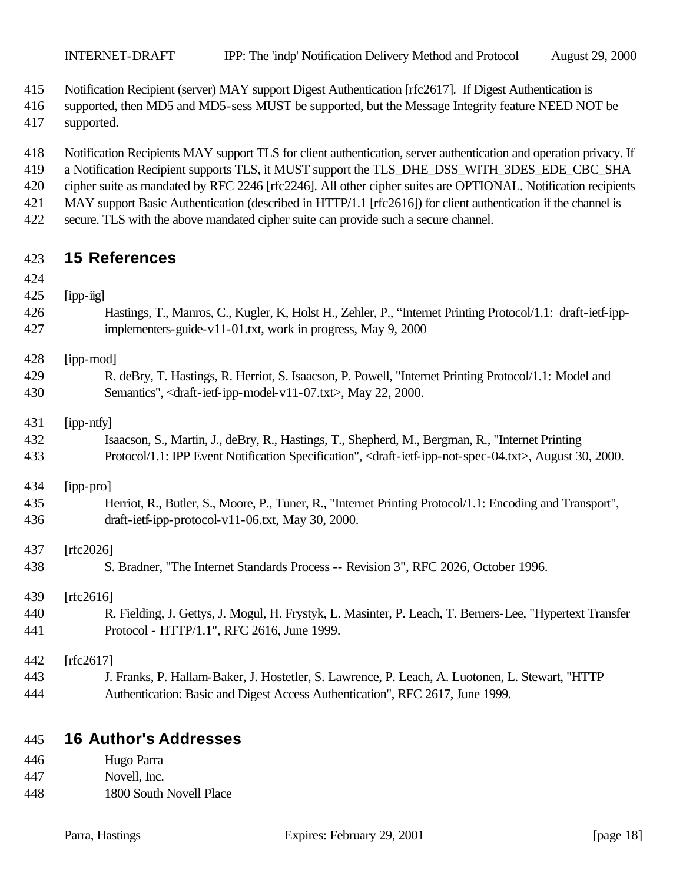Notification Recipient (server) MAY support Digest Authentication [rfc2617]. If Digest Authentication is supported, then MD5 and MD5-sess MUST be supported, but the Message Integrity feature NEED NOT be supported.

Notification Recipients MAY support TLS for client authentication, server authentication and operation privacy. If a Notification Recipient supports TLS, it MUST support the TLS_DHE_DSS_WITH_3DES_EDE_CBC_SHA cipher suite as mandated by RFC 2246 [rfc2246]. All other cipher suites are OPTIONAL. Notification recipients MAY support Basic Authentication (described in HTTP/1.1 [rfc2616]) for client authentication if the channel is secure. TLS with the above mandated cipher suite can provide such a secure channel.

# 15 References

[ipp-iig]
Hastings, T., Manros, C., Kugler, K, Holst H., Zehler, P., "Internet Printing Protocol/1.1: draft-ietf-ipp-implementers-guide-v11-01.txt, work in progress, May 9, 2000

[ipp-mod]
R. deBry, T. Hastings, R. Herriot, S. Isaacson, P. Powell, "Internet Printing Protocol/1.1: Model and Semantics", <draft-ietf-ipp-model-v11-07.txt>, May 22, 2000.

[ipp-ntfy]
Isaacson, S., Martin, J., deBry, R., Hastings, T., Shepherd, M., Bergman, R., "Internet Printing Protocol/1.1: IPP Event Notification Specification", <draft-ietf-ipp-not-spec-04.txt>, August 30, 2000.

[ipp-pro]
Herriot, R., Butler, S., Moore, P., Tuner, R., "Internet Printing Protocol/1.1: Encoding and Transport", draft-ietf-ipp-protocol-v11-06.txt, May 30, 2000.

[rfc2026]
S. Bradner, "The Internet Standards Process -- Revision 3", RFC 2026, October 1996.

[rfc2616]
R. Fielding, J. Gettys, J. Mogul, H. Frystyk, L. Masinter, P. Leach, T. Berners-Lee, "Hypertext Transfer Protocol - HTTP/1.1", RFC 2616, June 1999.

[rfc2617]
J. Franks, P. Hallam-Baker, J. Hostetler, S. Lawrence, P. Leach, A. Luotonen, L. Stewart, "HTTP Authentication: Basic and Digest Access Authentication", RFC 2617, June 1999.

# 16 Author's Addresses

Hugo Parra
Novell, Inc.
1800 South Novell Place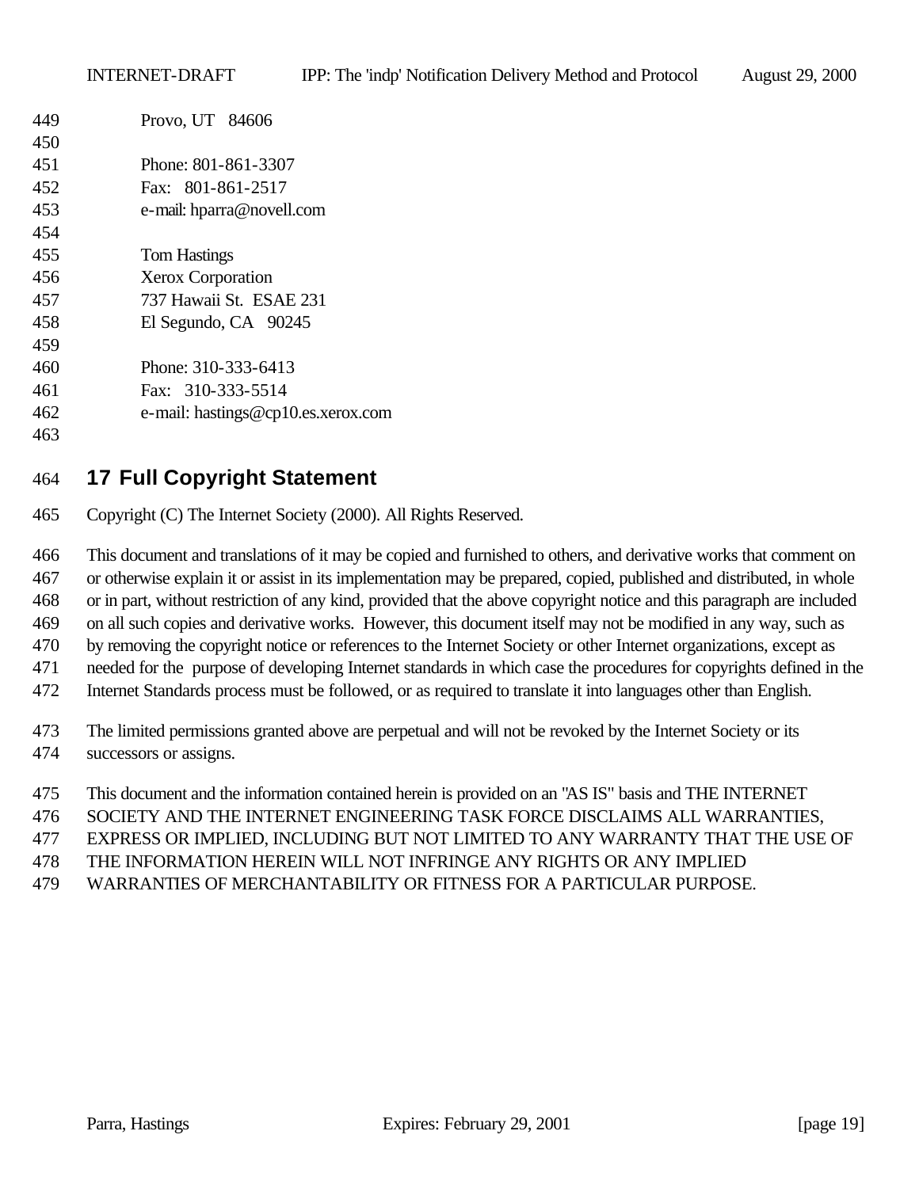Provo, UT 84606

Phone: 801-861-3307
Fax: 801-861-2517
e-mail: hparra@novell.com

Tom Hastings
Xerox Corporation
737 Hawaii St. ESAE 231
El Segundo, CA 90245

Phone: 310-333-6413
Fax: 310-333-5514
e-mail: hastings@cp10.es.xerox.com

# 17 Full Copyright Statement

Copyright (C) The Internet Society (2000). All Rights Reserved.

This document and translations of it may be copied and furnished to others, and derivative works that comment on or otherwise explain it or assist in its implementation may be prepared, copied, published and distributed, in whole or in part, without restriction of any kind, provided that the above copyright notice and this paragraph are included on all such copies and derivative works. However, this document itself may not be modified in any way, such as by removing the copyright notice or references to the Internet Society or other Internet organizations, except as needed for the purpose of developing Internet standards in which case the procedures for copyrights defined in the Internet Standards process must be followed, or as required to translate it into languages other than English.

The limited permissions granted above are perpetual and will not be revoked by the Internet Society or its successors or assigns.

This document and the information contained herein is provided on an "AS IS" basis and THE INTERNET SOCIETY AND THE INTERNET ENGINEERING TASK FORCE DISCLAIMS ALL WARRANTIES, EXPRESS OR IMPLIED, INCLUDING BUT NOT LIMITED TO ANY WARRANTY THAT THE USE OF THE INFORMATION HEREIN WILL NOT INFRINGE ANY RIGHTS OR ANY IMPLIED WARRANTIES OF MERCHANTABILITY OR FITNESS FOR A PARTICULAR PURPOSE.